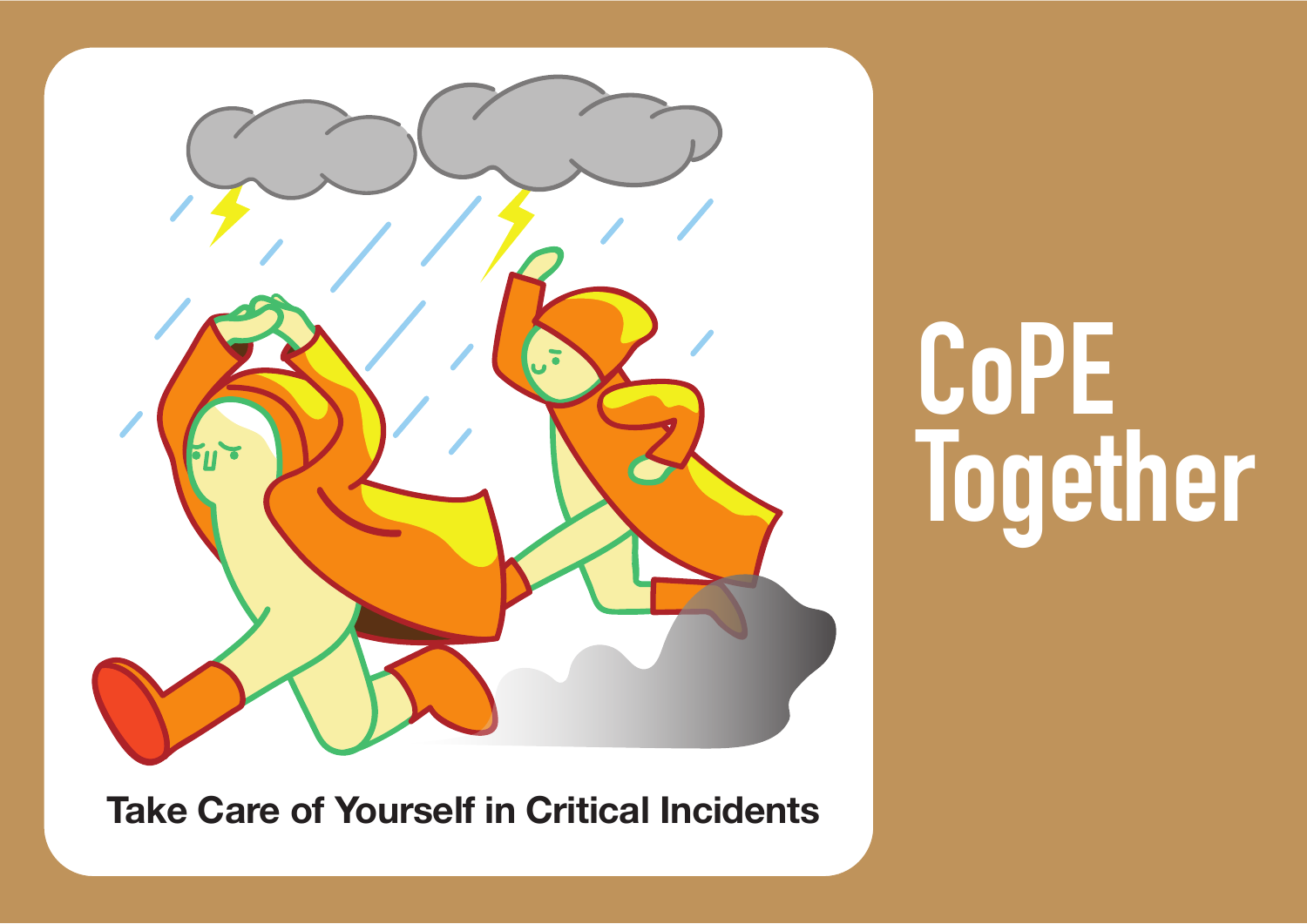# CoPE Together

Take Care of Yourself in Critical Incidents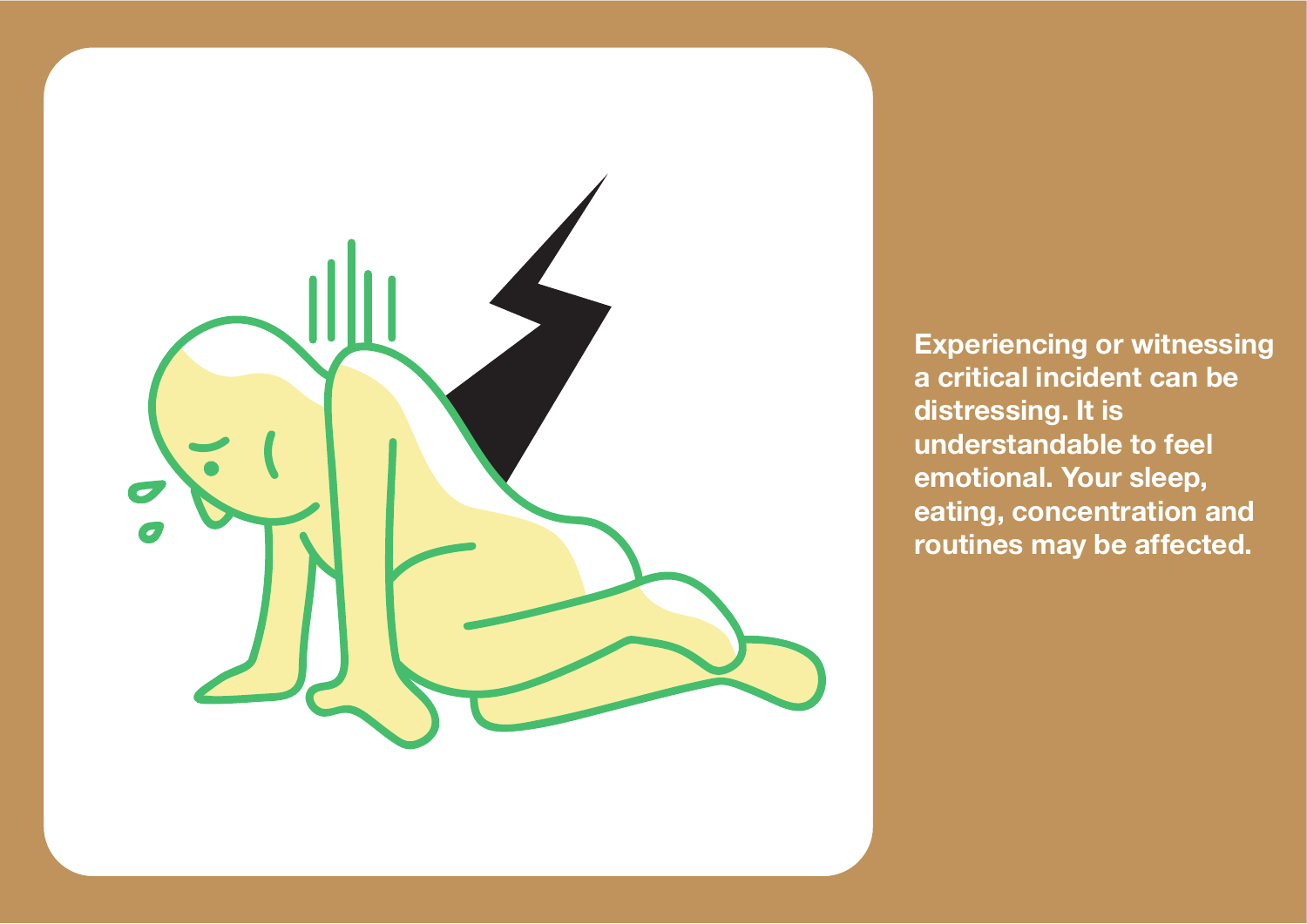**Experiencing or witnessing a critical incident can be distressing. It is understandable to feel emotional. Your sleep, eating, concentration and routines may be affected.**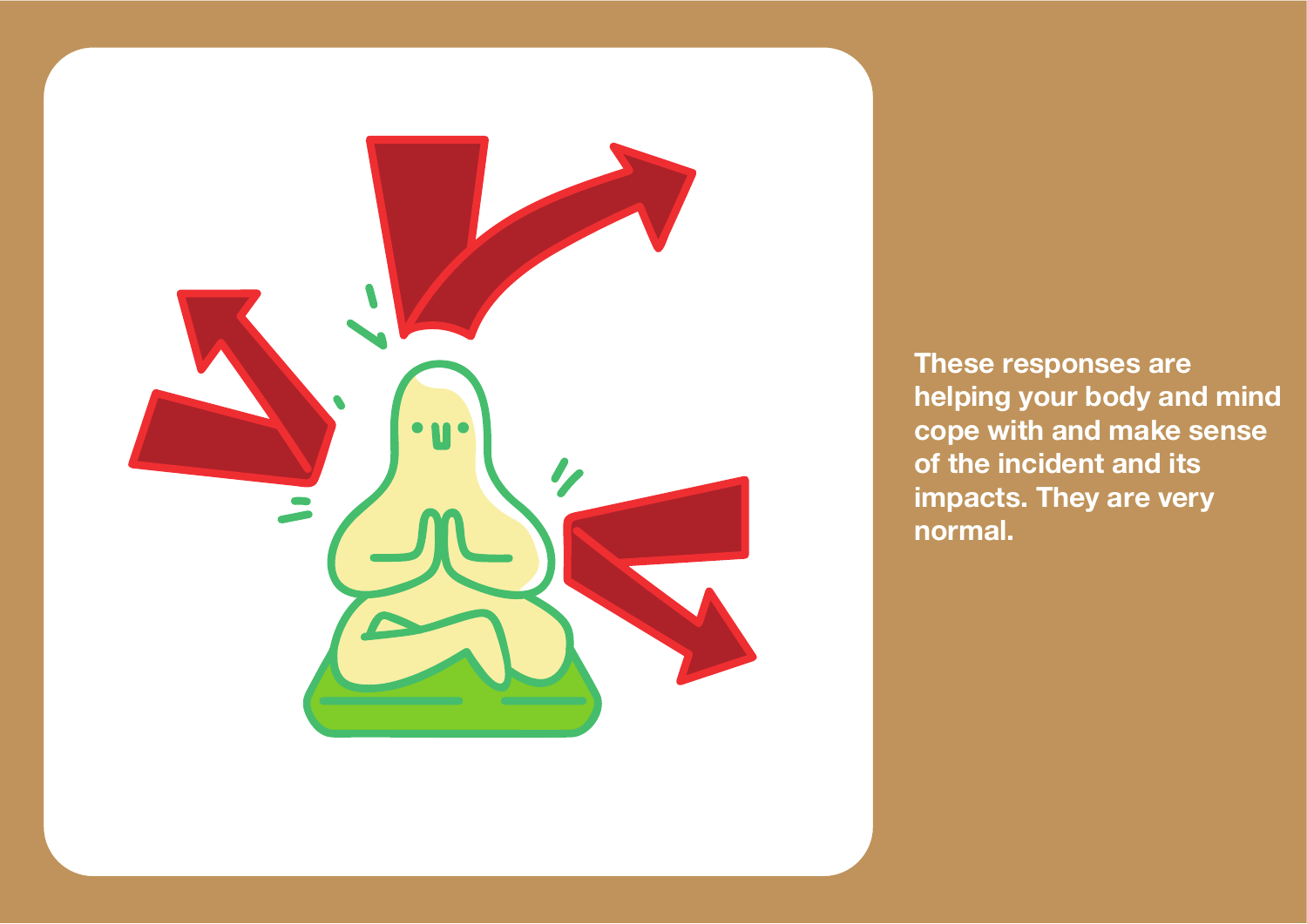These responses are helping your body and mind cope with and make sense of the incident and its impacts. They are very normal.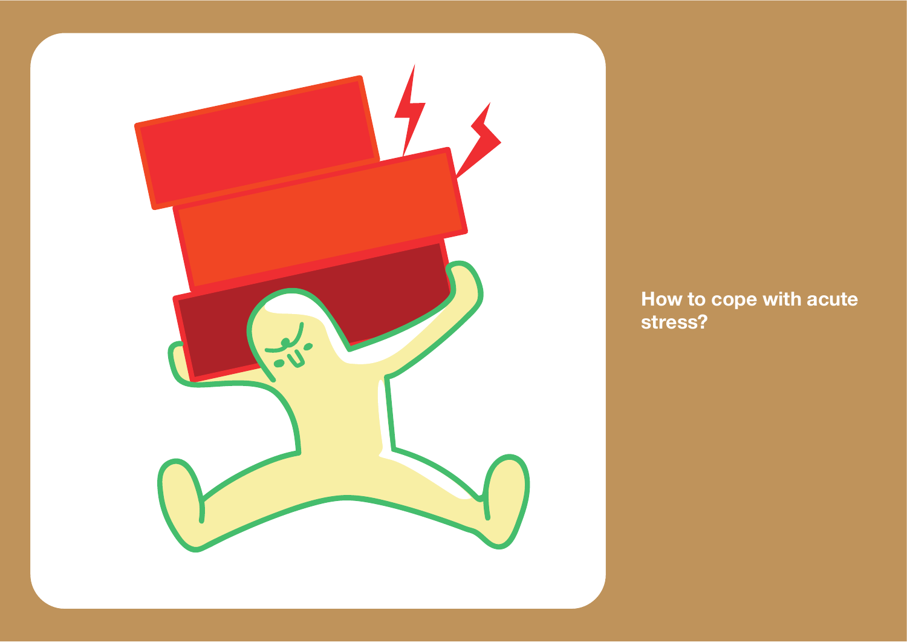How to cope with acute stress?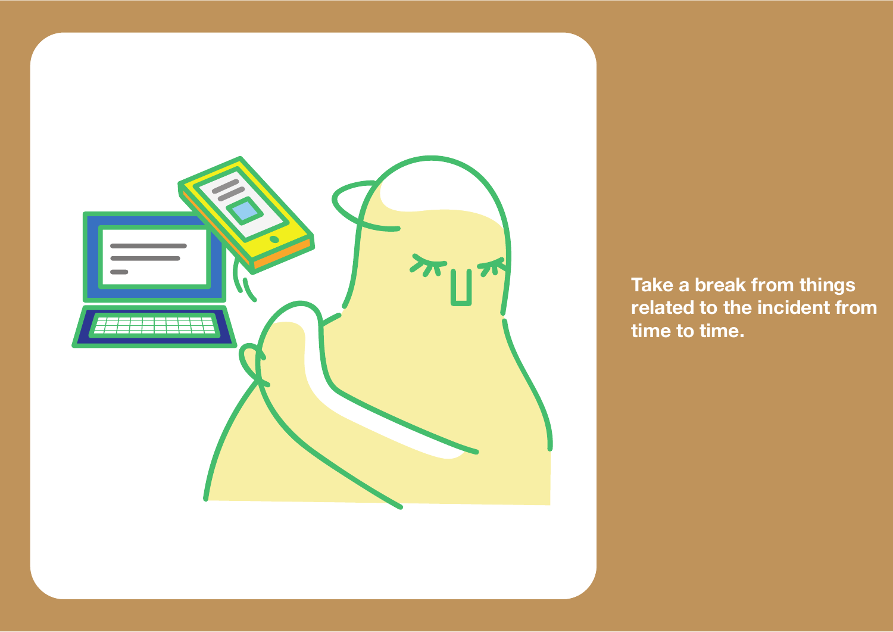Take a break from things related to the incident from time to time.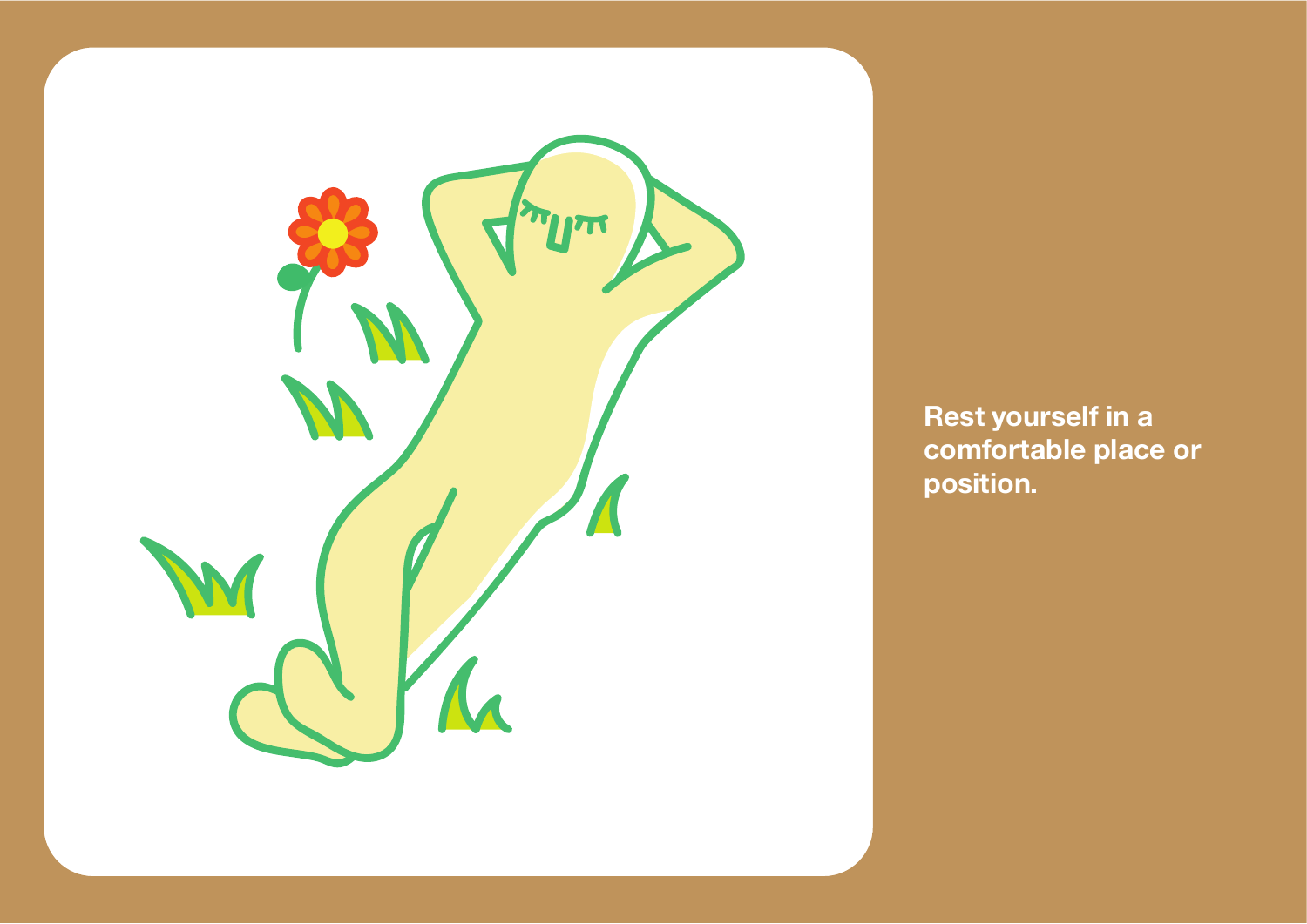**Rest yourself in a comfortable place or position.**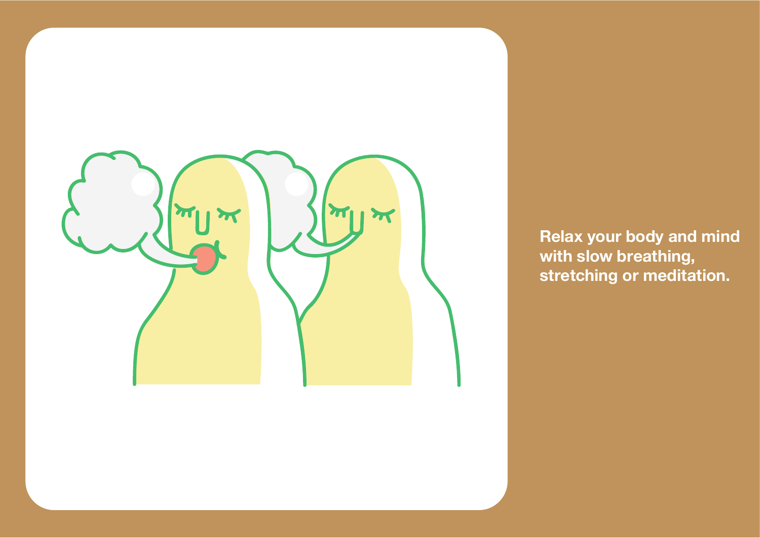**Relax your body and mind with slow breathing, stretching or meditation.**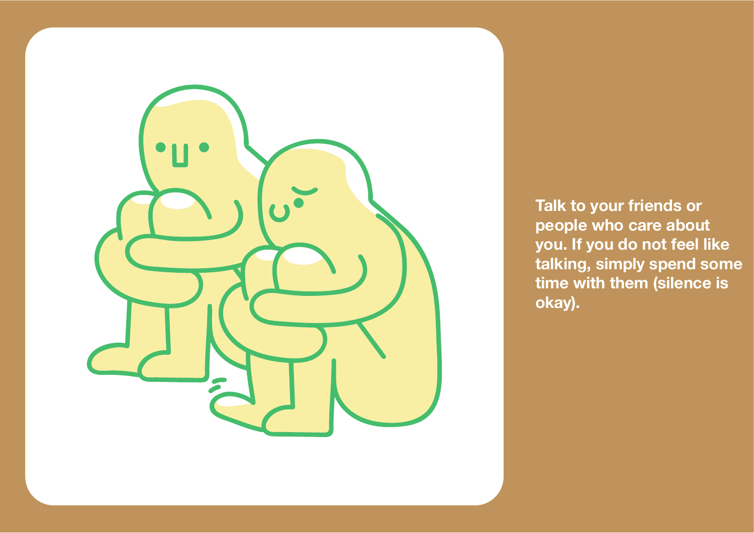**Talk to your friends or people who care about you. If you do not feel like talking, simply spend some time with them (silence is okay).**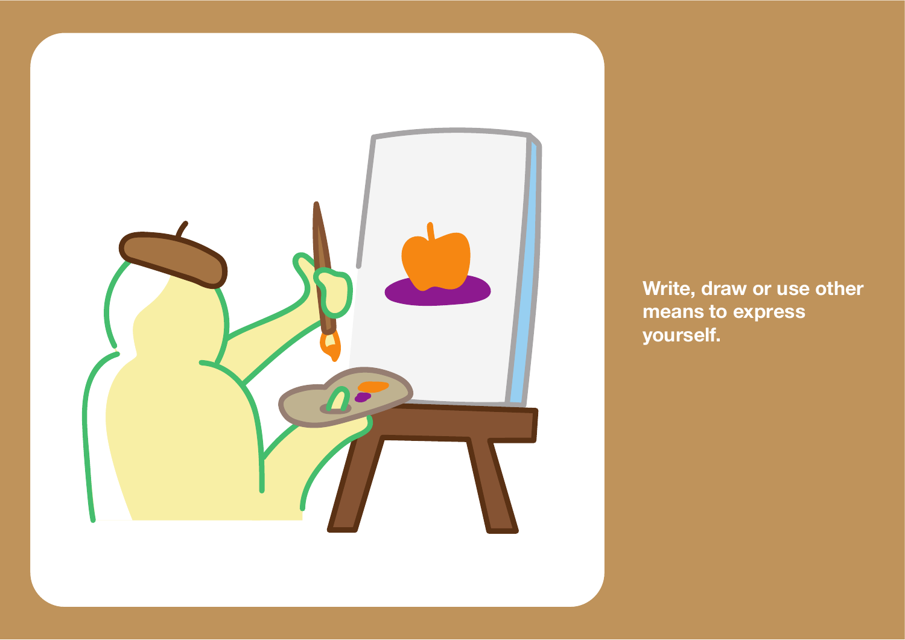Write, draw or use other means to express yourself.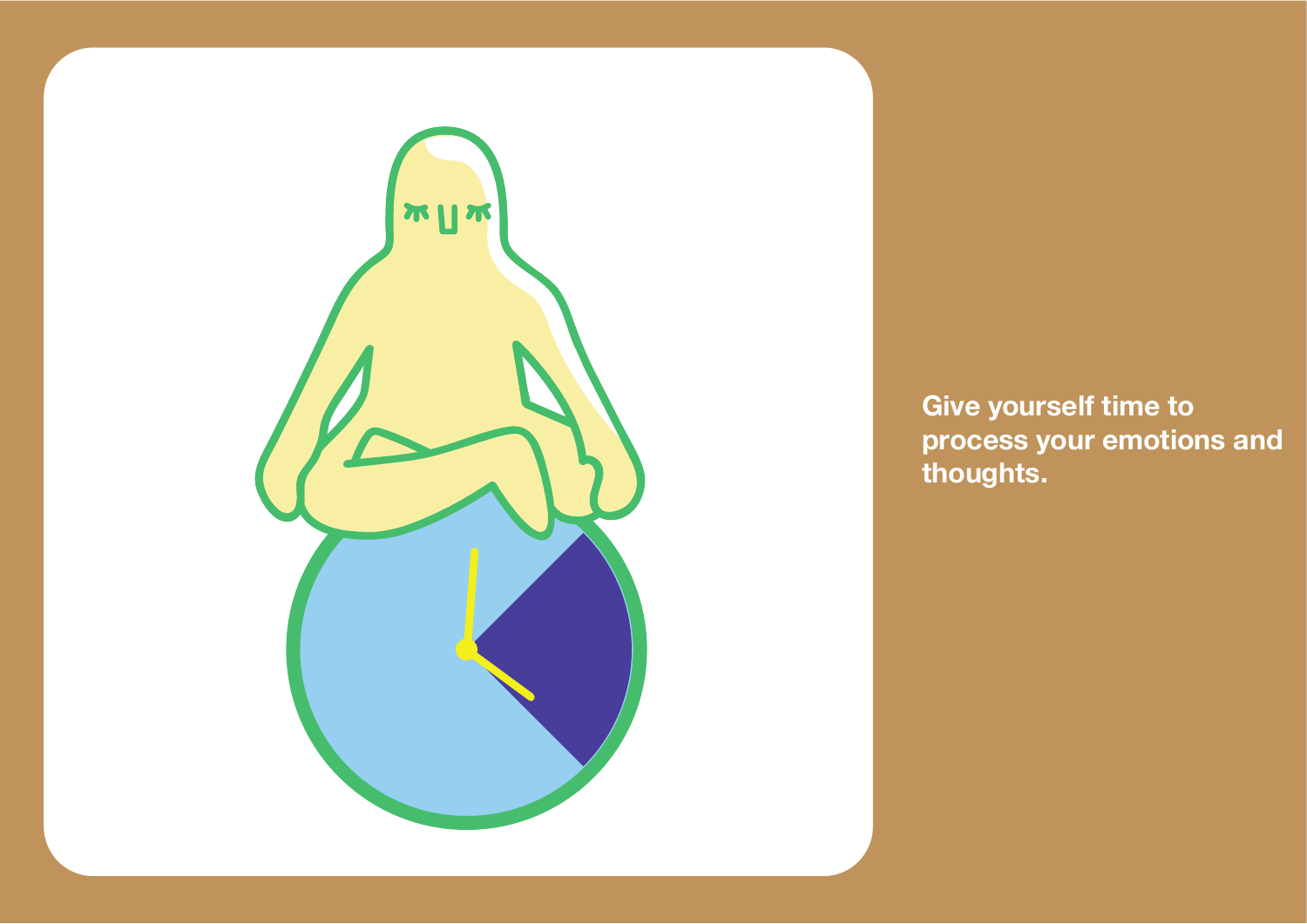**Give yourself time to process your emotions and thoughts.**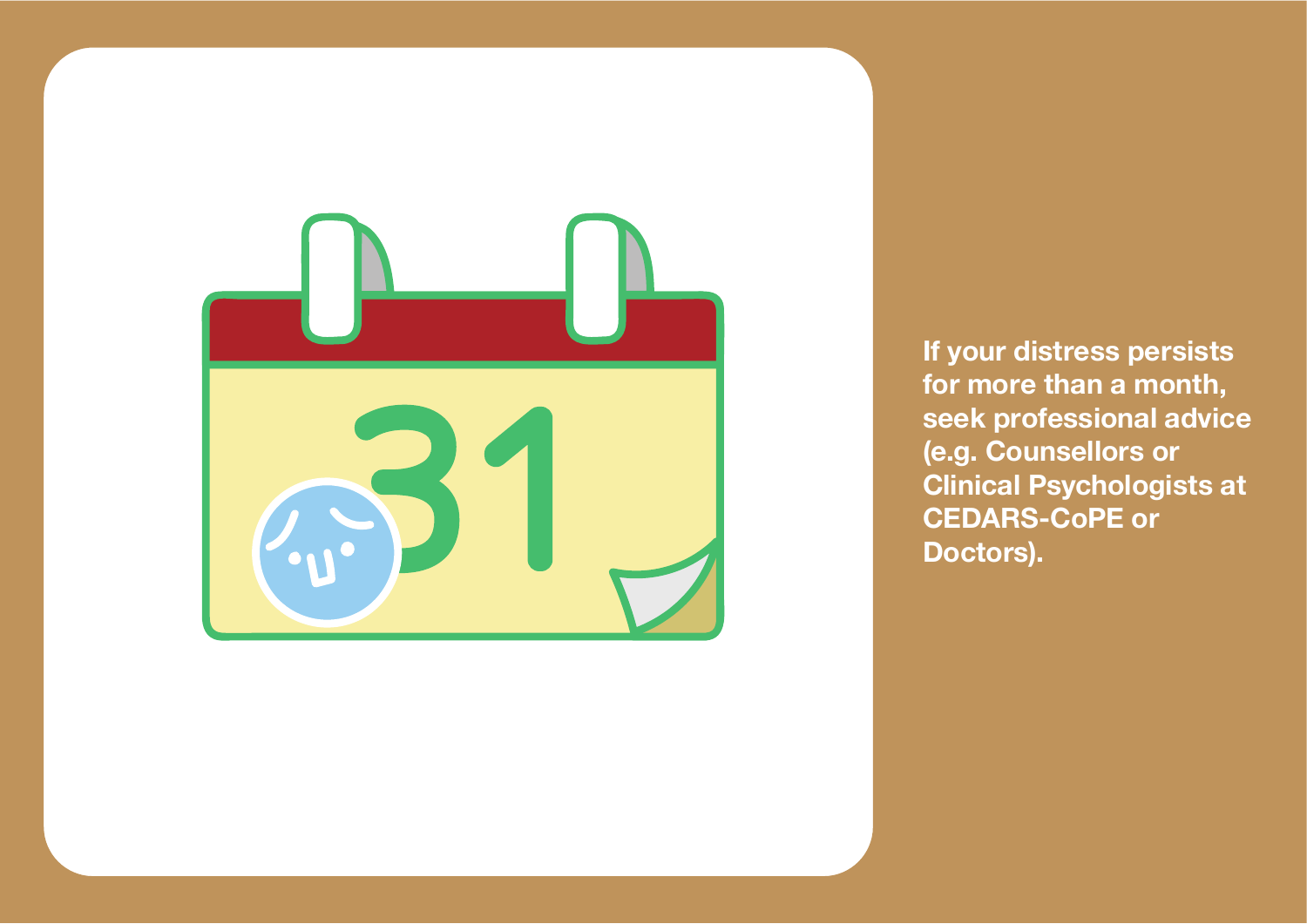**If your distress persists for more than a month, seek professional advice (e.g. Counsellors or Clinical Psychologists at CEDARS-CoPE or Doctors).**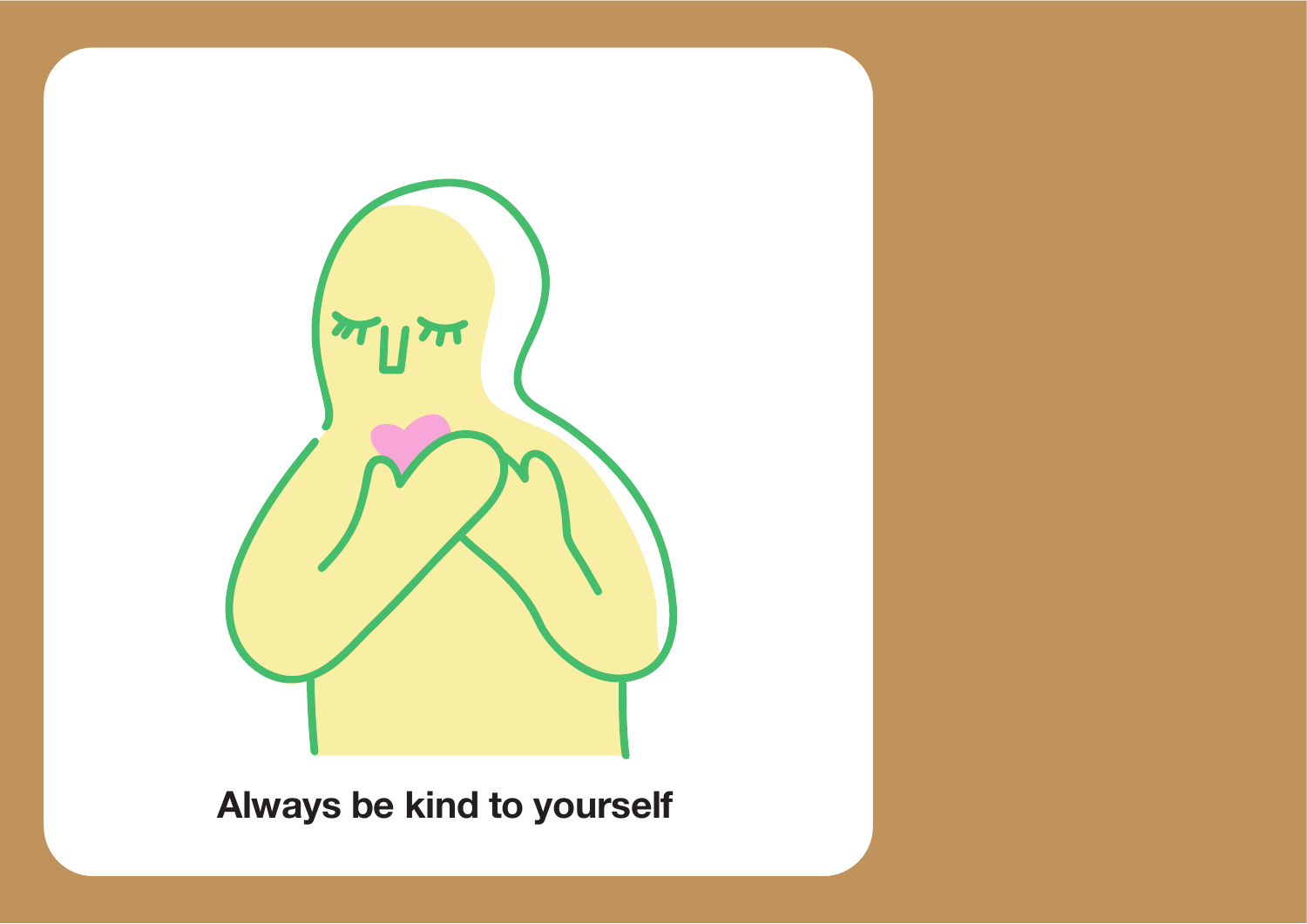**Always be kind to yourself**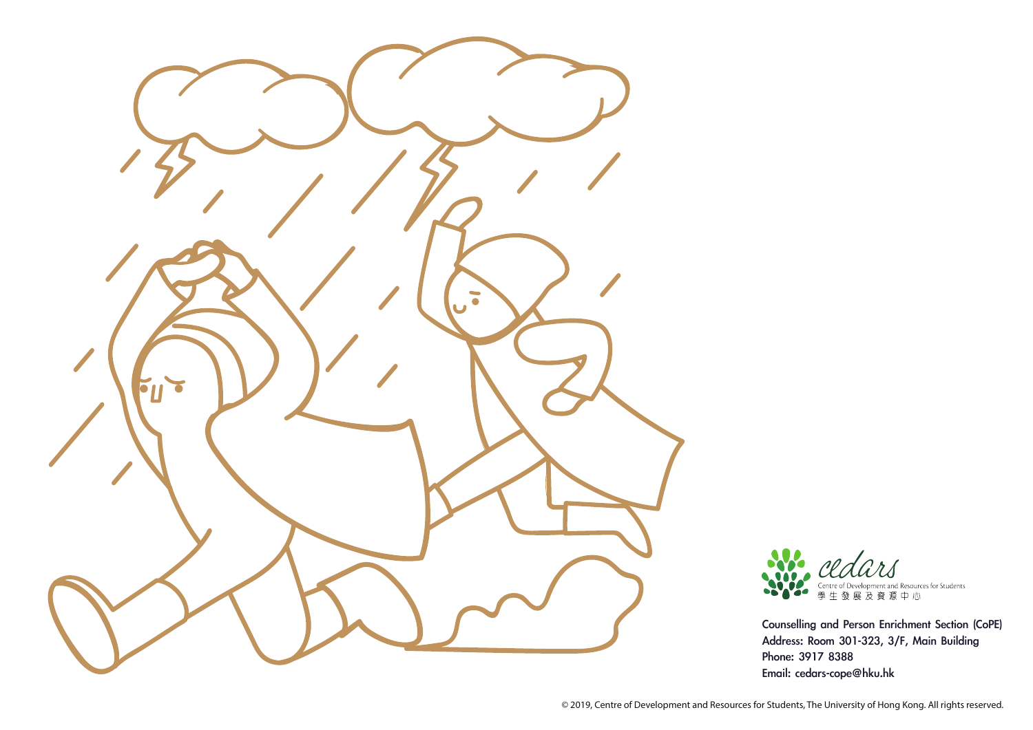cedars

Centre of Development and Resources for Students

學生發展及資源中心

Counselling and Person Enrichment Section (CoPE)

Address: Room 301-323, 3/F, Main Building

Phone: 3917 8388

Email: cedars-cope@hku.hk

© 2019, Centre of Development and Resources for Students, The University of Hong Kong. All rights reserved.